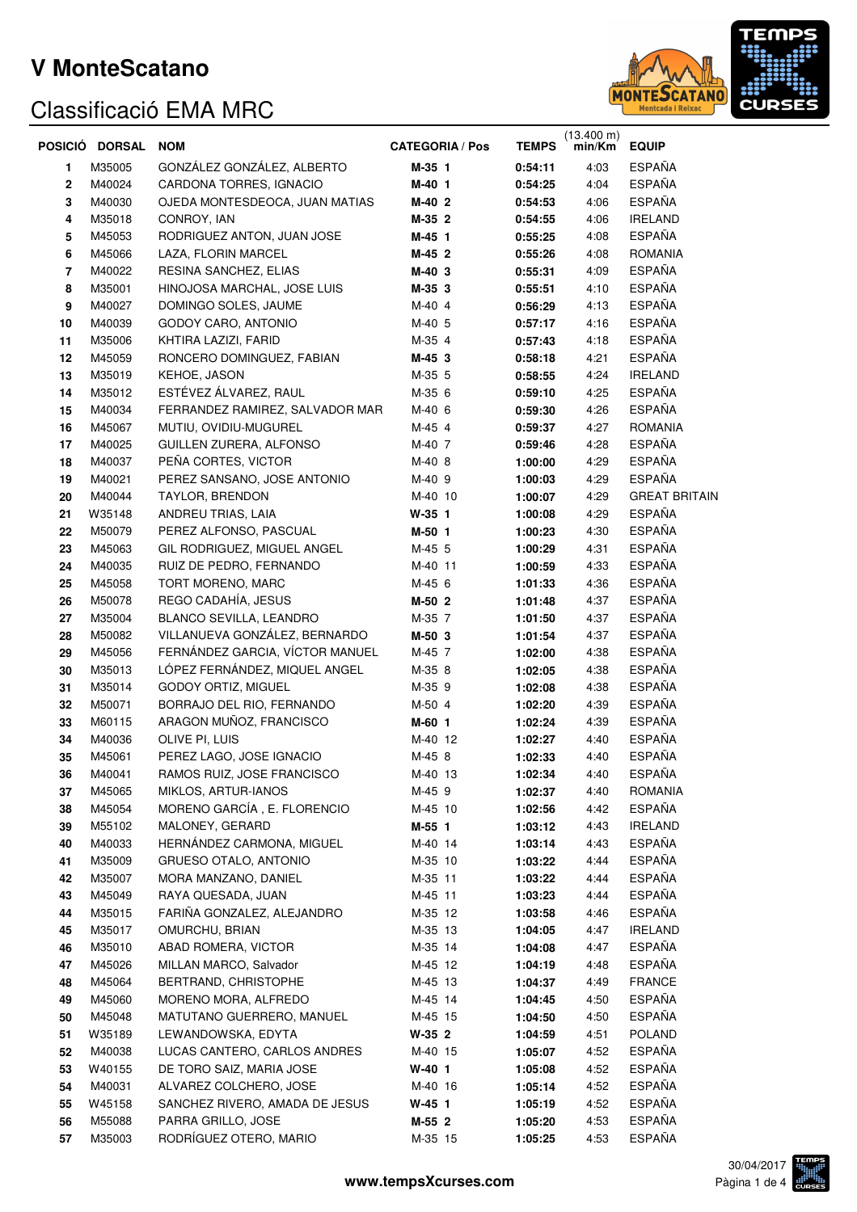# V MonteScatano

## Classificació EMA MRC

| POSICIÓ | DORSAL | NOM | CATEGORIA / Pos | TEMPS | (13.400 m) min/Km | EQUIP |
|---|---|---|---|---|---|---|
| 1 | M35005 | GONZÁLEZ GONZÁLEZ, ALBERTO | **M-35 1** | **0:54:11** | 4:03 | ESPAÑA |
| 2 | M40024 | CARDONA TORRES, IGNACIO | **M-40 1** | **0:54:25** | 4:04 | ESPAÑA |
| 3 | M40030 | OJEDA MONTESDEOCA, JUAN MATIAS | **M-40 2** | **0:54:53** | 4:06 | ESPAÑA |
| 4 | M35018 | CONROY, IAN | **M-35 2** | **0:54:55** | 4:06 | IRELAND |
| 5 | M45053 | RODRIGUEZ ANTON, JUAN JOSE | **M-45 1** | **0:55:25** | 4:08 | ESPAÑA |
| 6 | M45066 | LAZA, FLORIN MARCEL | **M-45 2** | **0:55:26** | 4:08 | ROMANIA |
| 7 | M40022 | RESINA SANCHEZ, ELIAS | **M-40 3** | **0:55:31** | 4:09 | ESPAÑA |
| 8 | M35001 | HINOJOSA MARCHAL, JOSE LUIS | **M-35 3** | **0:55:51** | 4:10 | ESPAÑA |
| 9 | M40027 | DOMINGO SOLES, JAUME | M-40 4 | **0:56:29** | 4:13 | ESPAÑA |
| 10 | M40039 | GODOY CARO, ANTONIO | M-40 5 | **0:57:17** | 4:16 | ESPAÑA |
| 11 | M35006 | KHTIRA LAZIZI, FARID | M-35 4 | **0:57:43** | 4:18 | ESPAÑA |
| 12 | M45059 | RONCERO DOMINGUEZ, FABIAN | **M-45 3** | **0:58:18** | 4:21 | ESPAÑA |
| 13 | M35019 | KEHOE, JASON | M-35 5 | **0:58:55** | 4:24 | IRELAND |
| 14 | M35012 | ESTÉVEZ ÁLVAREZ, RAUL | M-35 6 | **0:59:10** | 4:25 | ESPAÑA |
| 15 | M40034 | FERRANDEZ RAMIREZ, SALVADOR MAR | M-40 6 | **0:59:30** | 4:26 | ESPAÑA |
| 16 | M45067 | MUTIU, OVIDIU-MUGUREL | M-45 4 | **0:59:37** | 4:27 | ROMANIA |
| 17 | M40025 | GUILLEN ZURERA, ALFONSO | M-40 7 | **0:59:46** | 4:28 | ESPAÑA |
| 18 | M40037 | PEÑA CORTES, VICTOR | M-40 8 | **1:00:00** | 4:29 | ESPAÑA |
| 19 | M40021 | PEREZ SANSANO, JOSE ANTONIO | M-40 9 | **1:00:03** | 4:29 | ESPAÑA |
| 20 | M40044 | TAYLOR, BRENDON | M-40 10 | **1:00:07** | 4:29 | GREAT BRITAIN |
| 21 | W35148 | ANDREU TRIAS, LAIA | **W-35 1** | **1:00:08** | 4:29 | ESPAÑA |
| 22 | M50079 | PEREZ ALFONSO, PASCUAL | **M-50 1** | **1:00:23** | 4:30 | ESPAÑA |
| 23 | M45063 | GIL RODRIGUEZ, MIGUEL ANGEL | M-45 5 | **1:00:29** | 4:31 | ESPAÑA |
| 24 | M40035 | RUIZ DE PEDRO, FERNANDO | M-40 11 | **1:00:59** | 4:33 | ESPAÑA |
| 25 | M45058 | TORT MORENO, MARC | M-45 6 | **1:01:33** | 4:36 | ESPAÑA |
| 26 | M50078 | REGO CADAHÍA, JESUS | **M-50 2** | **1:01:48** | 4:37 | ESPAÑA |
| 27 | M35004 | BLANCO SEVILLA, LEANDRO | M-35 7 | **1:01:50** | 4:37 | ESPAÑA |
| 28 | M50082 | VILLANUEVA GONZÁLEZ, BERNARDO | **M-50 3** | **1:01:54** | 4:37 | ESPAÑA |
| 29 | M45056 | FERNÁNDEZ GARCIA, VÍCTOR MANUEL | M-45 7 | **1:02:00** | 4:38 | ESPAÑA |
| 30 | M35013 | LÓPEZ FERNÁNDEZ, MIQUEL ANGEL | M-35 8 | **1:02:05** | 4:38 | ESPAÑA |
| 31 | M35014 | GODOY ORTIZ, MIGUEL | M-35 9 | **1:02:08** | 4:38 | ESPAÑA |
| 32 | M50071 | BORRAJO DEL RIO, FERNANDO | M-50 4 | **1:02:20** | 4:39 | ESPAÑA |
| 33 | M60115 | ARAGON MUÑOZ, FRANCISCO | **M-60 1** | **1:02:24** | 4:39 | ESPAÑA |
| 34 | M40036 | OLIVE PI, LUIS | M-40 12 | **1:02:27** | 4:40 | ESPAÑA |
| 35 | M45061 | PEREZ LAGO, JOSE IGNACIO | M-45 8 | **1:02:33** | 4:40 | ESPAÑA |
| 36 | M40041 | RAMOS RUIZ, JOSE FRANCISCO | M-40 13 | **1:02:34** | 4:40 | ESPAÑA |
| 37 | M45065 | MIKLOS, ARTUR-IANOS | M-45 9 | **1:02:37** | 4:40 | ROMANIA |
| 38 | M45054 | MORENO GARCÍA , E. FLORENCIO | M-45 10 | **1:02:56** | 4:42 | ESPAÑA |
| 39 | M55102 | MALONEY, GERARD | **M-55 1** | **1:03:12** | 4:43 | IRELAND |
| 40 | M40033 | HERNÁNDEZ CARMONA, MIGUEL | M-40 14 | **1:03:14** | 4:43 | ESPAÑA |
| 41 | M35009 | GRUESO OTALO, ANTONIO | M-35 10 | **1:03:22** | 4:44 | ESPAÑA |
| 42 | M35007 | MORA MANZANO, DANIEL | M-35 11 | **1:03:22** | 4:44 | ESPAÑA |
| 43 | M45049 | RAYA QUESADA, JUAN | M-45 11 | **1:03:23** | 4:44 | ESPAÑA |
| 44 | M35015 | FARIÑA GONZALEZ, ALEJANDRO | M-35 12 | **1:03:58** | 4:46 | ESPAÑA |
| 45 | M35017 | OMURCHU, BRIAN | M-35 13 | **1:04:05** | 4:47 | IRELAND |
| 46 | M35010 | ABAD ROMERA, VICTOR | M-35 14 | **1:04:08** | 4:47 | ESPAÑA |
| 47 | M45026 | MILLAN MARCO, Salvador | M-45 12 | **1:04:19** | 4:48 | ESPAÑA |
| 48 | M45064 | BERTRAND, CHRISTOPHE | M-45 13 | **1:04:37** | 4:49 | FRANCE |
| 49 | M45060 | MORENO MORA, ALFREDO | M-45 14 | **1:04:45** | 4:50 | ESPAÑA |
| 50 | M45048 | MATUTANO GUERRERO, MANUEL | M-45 15 | **1:04:50** | 4:50 | ESPAÑA |
| 51 | W35189 | LEWANDOWSKA, EDYTA | **W-35 2** | **1:04:59** | 4:51 | POLAND |
| 52 | M40038 | LUCAS CANTERO, CARLOS ANDRES | M-40 15 | **1:05:07** | 4:52 | ESPAÑA |
| 53 | W40155 | DE TORO SAIZ, MARIA JOSE | **W-40 1** | **1:05:08** | 4:52 | ESPAÑA |
| 54 | M40031 | ALVAREZ COLCHERO, JOSE | M-40 16 | **1:05:14** | 4:52 | ESPAÑA |
| 55 | W45158 | SANCHEZ RIVERO, AMADA DE JESUS | **W-45 1** | **1:05:19** | 4:52 | ESPAÑA |
| 56 | M55088 | PARRA GRILLO, JOSE | **M-55 2** | **1:05:20** | 4:53 | ESPAÑA |
| 57 | M35003 | RODRÍGUEZ OTERO, MARIO | M-35 15 | **1:05:25** | 4:53 | ESPAÑA |

www.tempsXcurses.com

30/04/2017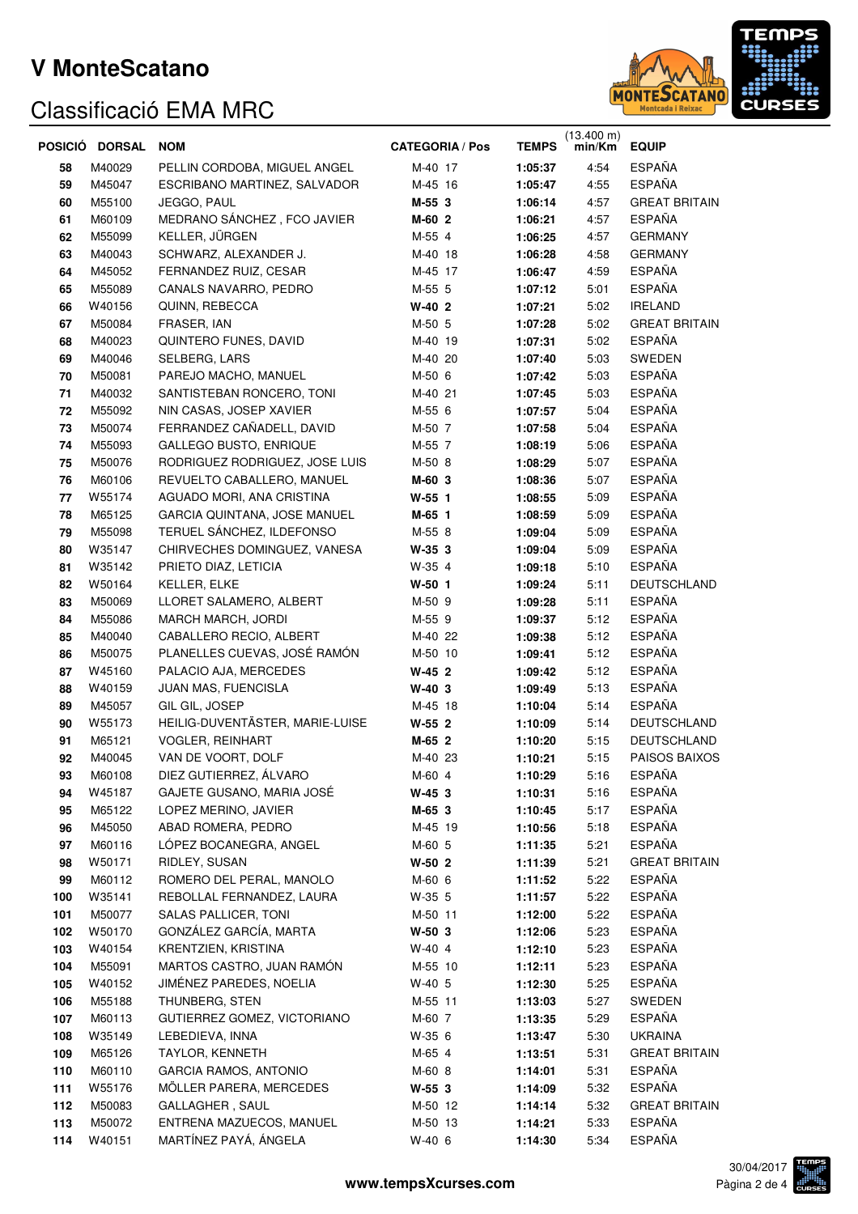# V MonteScatano

## Classificació EMA MRC

| POSICIÓ | DORSAL | NOM | CATEGORIA / Pos | TEMPS | (13.400 m) min/Km | EQUIP |
|---|---|---|---|---|---|---|
| 58 | M40029 | PELLIN CORDOBA, MIGUEL ANGEL | M-40 17 | 1:05:37 | 4:54 | ESPAÑA |
| 59 | M45047 | ESCRIBANO MARTINEZ, SALVADOR | M-45 16 | 1:05:47 | 4:55 | ESPAÑA |
| 60 | M55100 | JEGGO, PAUL | **M-55 3** | 1:06:14 | 4:57 | GREAT BRITAIN |
| 61 | M60109 | MEDRANO SÁNCHEZ , FCO JAVIER | **M-60 2** | 1:06:21 | 4:57 | ESPAÑA |
| 62 | M55099 | KELLER, JÜRGEN | M-55 4 | 1:06:25 | 4:57 | GERMANY |
| 63 | M40043 | SCHWARZ, ALEXANDER J. | M-40 18 | 1:06:28 | 4:58 | GERMANY |
| 64 | M45052 | FERNANDEZ RUIZ, CESAR | M-45 17 | 1:06:47 | 4:59 | ESPAÑA |
| 65 | M55089 | CANALS NAVARRO, PEDRO | M-55 5 | 1:07:12 | 5:01 | ESPAÑA |
| 66 | W40156 | QUINN, REBECCA | **W-40 2** | 1:07:21 | 5:02 | IRELAND |
| 67 | M50084 | FRASER, IAN | M-50 5 | 1:07:28 | 5:02 | GREAT BRITAIN |
| 68 | M40023 | QUINTERO FUNES, DAVID | M-40 19 | 1:07:31 | 5:02 | ESPAÑA |
| 69 | M40046 | SELBERG, LARS | M-40 20 | 1:07:40 | 5:03 | SWEDEN |
| 70 | M50081 | PAREJO MACHO, MANUEL | M-50 6 | 1:07:42 | 5:03 | ESPAÑA |
| 71 | M40032 | SANTISTEBAN RONCERO, TONI | M-40 21 | 1:07:45 | 5:03 | ESPAÑA |
| 72 | M55092 | NIN CASAS, JOSEP XAVIER | M-55 6 | 1:07:57 | 5:04 | ESPAÑA |
| 73 | M50074 | FERRANDEZ CAÑADELL, DAVID | M-50 7 | 1:07:58 | 5:04 | ESPAÑA |
| 74 | M55093 | GALLEGO BUSTO, ENRIQUE | M-55 7 | 1:08:19 | 5:06 | ESPAÑA |
| 75 | M50076 | RODRIGUEZ RODRIGUEZ, JOSE LUIS | M-50 8 | 1:08:29 | 5:07 | ESPAÑA |
| 76 | M60106 | REVUELTO CABALLERO, MANUEL | **M-60 3** | 1:08:36 | 5:07 | ESPAÑA |
| 77 | W55174 | AGUADO MORI, ANA CRISTINA | **W-55 1** | 1:08:55 | 5:09 | ESPAÑA |
| 78 | M65125 | GARCIA QUINTANA, JOSE MANUEL | **M-65 1** | 1:08:59 | 5:09 | ESPAÑA |
| 79 | M55098 | TERUEL SÁNCHEZ, ILDEFONSO | M-55 8 | 1:09:04 | 5:09 | ESPAÑA |
| 80 | W35147 | CHIRVECHES DOMINGUEZ, VANESA | **W-35 3** | 1:09:04 | 5:09 | ESPAÑA |
| 81 | W35142 | PRIETO DIAZ, LETICIA | W-35 4 | 1:09:18 | 5:10 | ESPAÑA |
| 82 | W50164 | KELLER, ELKE | **W-50 1** | 1:09:24 | 5:11 | DEUTSCHLAND |
| 83 | M50069 | LLORET SALAMERO, ALBERT | M-50 9 | 1:09:28 | 5:11 | ESPAÑA |
| 84 | M55086 | MARCH MARCH, JORDI | M-55 9 | 1:09:37 | 5:12 | ESPAÑA |
| 85 | M40040 | CABALLERO RECIO, ALBERT | M-40 22 | 1:09:38 | 5:12 | ESPAÑA |
| 86 | M50075 | PLANELLES CUEVAS, JOSÉ RAMÓN | M-50 10 | 1:09:41 | 5:12 | ESPAÑA |
| 87 | W45160 | PALACIO AJA, MERCEDES | **W-45 2** | 1:09:42 | 5:12 | ESPAÑA |
| 88 | W40159 | JUAN MAS, FUENCISLA | **W-40 3** | 1:09:49 | 5:13 | ESPAÑA |
| 89 | M45057 | GIL GIL, JOSEP | M-45 18 | 1:10:04 | 5:14 | ESPAÑA |
| 90 | W55173 | HEILIG-DUVENTÄSTER, MARIE-LUISE | **W-55 2** | 1:10:09 | 5:14 | DEUTSCHLAND |
| 91 | M65121 | VOGLER, REINHART | **M-65 2** | 1:10:20 | 5:15 | DEUTSCHLAND |
| 92 | M40045 | VAN DE VOORT, DOLF | M-40 23 | 1:10:21 | 5:15 | PAISOS BAIXOS |
| 93 | M60108 | DIEZ GUTIERREZ, ÁLVARO | M-60 4 | 1:10:29 | 5:16 | ESPAÑA |
| 94 | W45187 | GAJETE GUSANO, MARIA JOSÉ | **W-45 3** | 1:10:31 | 5:16 | ESPAÑA |
| 95 | M65122 | LOPEZ MERINO, JAVIER | **M-65 3** | 1:10:45 | 5:17 | ESPAÑA |
| 96 | M45050 | ABAD ROMERA, PEDRO | M-45 19 | 1:10:56 | 5:18 | ESPAÑA |
| 97 | M60116 | LÓPEZ BOCANEGRA, ANGEL | M-60 5 | 1:11:35 | 5:21 | ESPAÑA |
| 98 | W50171 | RIDLEY, SUSAN | **W-50 2** | 1:11:39 | 5:21 | GREAT BRITAIN |
| 99 | M60112 | ROMERO DEL PERAL, MANOLO | M-60 6 | 1:11:52 | 5:22 | ESPAÑA |
| 100 | W35141 | REBOLLAL FERNANDEZ, LAURA | W-35 5 | 1:11:57 | 5:22 | ESPAÑA |
| 101 | M50077 | SALAS PALLICER, TONI | M-50 11 | 1:12:00 | 5:22 | ESPAÑA |
| 102 | W50170 | GONZÁLEZ GARCÍA, MARTA | **W-50 3** | 1:12:06 | 5:23 | ESPAÑA |
| 103 | W40154 | KRENTZIEN, KRISTINA | W-40 4 | 1:12:10 | 5:23 | ESPAÑA |
| 104 | M55091 | MARTOS CASTRO, JUAN RAMÓN | M-55 10 | 1:12:11 | 5:23 | ESPAÑA |
| 105 | W40152 | JIMÉNEZ PAREDES, NOELIA | W-40 5 | 1:12:30 | 5:25 | ESPAÑA |
| 106 | M55188 | THUNBERG, STEN | M-55 11 | 1:13:03 | 5:27 | SWEDEN |
| 107 | M60113 | GUTIERREZ GOMEZ, VICTORIANO | M-60 7 | 1:13:35 | 5:29 | ESPAÑA |
| 108 | W35149 | LEBEDIEVA, INNA | W-35 6 | 1:13:47 | 5:30 | UKRAINA |
| 109 | M65126 | TAYLOR, KENNETH | M-65 4 | 1:13:51 | 5:31 | GREAT BRITAIN |
| 110 | M60110 | GARCIA RAMOS, ANTONIO | M-60 8 | 1:14:01 | 5:31 | ESPAÑA |
| 111 | W55176 | MÖLLER PARERA, MERCEDES | **W-55 3** | 1:14:09 | 5:32 | ESPAÑA |
| 112 | M50083 | GALLAGHER , SAUL | M-50 12 | 1:14:14 | 5:32 | GREAT BRITAIN |
| 113 | M50072 | ENTRENA MAZUECOS, MANUEL | M-50 13 | 1:14:21 | 5:33 | ESPAÑA |
| 114 | W40151 | MARTÍNEZ PAYÁ, ÁNGELA | W-40 6 | 1:14:30 | 5:34 | ESPAÑA |

**www.tempsXcurses.com**

30/04/2017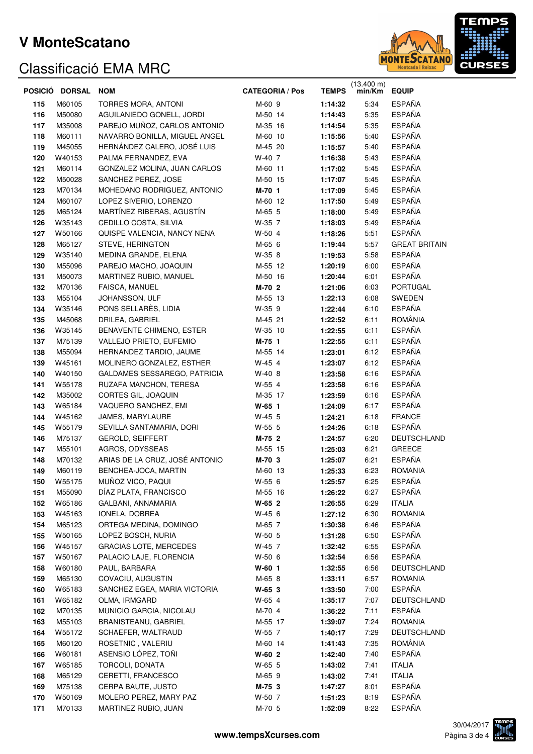# V MonteScatano

## Classificació EMA MRC

| POSICIÓ | DORSAL | NOM | CATEGORIA / Pos | TEMPS | (13.400 m) min/Km | EQUIP |
|---|---|---|---|---|---|---|
| 115 | M60105 | TORRES MORA, ANTONI | M-60 9 | 1:14:32 | 5:34 | ESPAÑA |
| 116 | M50080 | AGUILANIEDO GONELL, JORDI | M-50 14 | 1:14:43 | 5:35 | ESPAÑA |
| 117 | M35008 | PAREJO MUÑOZ, CARLOS ANTONIO | M-35 16 | 1:14:54 | 5:35 | ESPAÑA |
| 118 | M60111 | NAVARRO BONILLA, MIGUEL ANGEL | M-60 10 | 1:15:56 | 5:40 | ESPAÑA |
| 119 | M45055 | HERNÁNDEZ CALERO, JOSÉ LUIS | M-45 20 | 1:15:57 | 5:40 | ESPAÑA |
| 120 | W40153 | PALMA FERNANDEZ, EVA | W-40 7 | 1:16:38 | 5:43 | ESPAÑA |
| 121 | M60114 | GONZALEZ MOLINA, JUAN CARLOS | M-60 11 | 1:17:02 | 5:45 | ESPAÑA |
| 122 | M50028 | SANCHEZ PEREZ, JOSE | M-50 15 | 1:17:07 | 5:45 | ESPAÑA |
| 123 | M70134 | MOHEDANO RODRIGUEZ, ANTONIO | **M-70 1** | 1:17:09 | 5:45 | ESPAÑA |
| 124 | M60107 | LOPEZ SIVERIO, LORENZO | M-60 12 | 1:17:50 | 5:49 | ESPAÑA |
| 125 | M65124 | MARTÍNEZ RIBERAS, AGUSTÍN | M-65 5 | 1:18:00 | 5:49 | ESPAÑA |
| 126 | W35143 | CEDILLO COSTA, SILVIA | W-35 7 | 1:18:03 | 5:49 | ESPAÑA |
| 127 | W50166 | QUISPE VALENCIA, NANCY NENA | W-50 4 | 1:18:26 | 5:51 | ESPAÑA |
| 128 | M65127 | STEVE, HERINGTON | M-65 6 | 1:19:44 | 5:57 | GREAT BRITAIN |
| 129 | W35140 | MEDINA GRANDE, ELENA | W-35 8 | 1:19:53 | 5:58 | ESPAÑA |
| 130 | M55096 | PAREJO MACHO, JOAQUIN | M-55 12 | 1:20:19 | 6:00 | ESPAÑA |
| 131 | M50073 | MARTINEZ RUBIO, MANUEL | M-50 16 | 1:20:44 | 6:01 | ESPAÑA |
| 132 | M70136 | FAISCA, MANUEL | **M-70 2** | 1:21:06 | 6:03 | PORTUGAL |
| 133 | M55104 | JOHANSSON, ULF | M-55 13 | 1:22:13 | 6:08 | SWEDEN |
| 134 | W35146 | PONS SELLARÈS, LIDIA | W-35 9 | 1:22:44 | 6:10 | ESPAÑA |
| 135 | M45068 | DRILEA, GABRIEL | M-45 21 | 1:22:52 | 6:11 | ROMÂNIA |
| 136 | W35145 | BENAVENTE CHIMENO, ESTER | W-35 10 | 1:22:55 | 6:11 | ESPAÑA |
| 137 | M75139 | VALLEJO PRIETO, EUFEMIO | **M-75 1** | 1:22:55 | 6:11 | ESPAÑA |
| 138 | M55094 | HERNANDEZ TARDIO, JAUME | M-55 14 | 1:23:01 | 6:12 | ESPAÑA |
| 139 | W45161 | MOLINERO GONZALEZ, ESTHER | W-45 4 | 1:23:07 | 6:12 | ESPAÑA |
| 140 | W40150 | GALDAMES SESSAREGO, PATRICIA | W-40 8 | 1:23:58 | 6:16 | ESPAÑA |
| 141 | W55178 | RUZAFA MANCHON, TERESA | W-55 4 | 1:23:58 | 6:16 | ESPAÑA |
| 142 | M35002 | CORTES GIL, JOAQUIN | M-35 17 | 1:23:59 | 6:16 | ESPAÑA |
| 143 | W65184 | VAQUERO SANCHEZ, EMI | **W-65 1** | 1:24:09 | 6:17 | ESPAÑA |
| 144 | W45162 | JAMES, MARYLAURE | W-45 5 | 1:24:21 | 6:18 | FRANCE |
| 145 | W55179 | SEVILLA SANTAMARIA, DORI | W-55 5 | 1:24:26 | 6:18 | ESPAÑA |
| 146 | M75137 | GEROLD, SEIFFERT | **M-75 2** | 1:24:57 | 6:20 | DEUTSCHLAND |
| 147 | M55101 | AGROS, ODYSSEAS | M-55 15 | 1:25:03 | 6:21 | GREECE |
| 148 | M70132 | ARIAS DE LA CRUZ, JOSÉ ANTONIO | **M-70 3** | 1:25:07 | 6:21 | ESPAÑA |
| 149 | M60119 | BENCHEA-JOCA, MARTIN | M-60 13 | 1:25:33 | 6:23 | ROMANIA |
| 150 | W55175 | MUÑOZ VICO, PAQUI | W-55 6 | 1:25:57 | 6:25 | ESPAÑA |
| 151 | M55090 | DÍAZ PLATA, FRANCISCO | M-55 16 | 1:26:22 | 6:27 | ESPAÑA |
| 152 | W65186 | GALBANI, ANNAMARIA | **W-65 2** | 1:26:55 | 6:29 | ITALIA |
| 153 | W45163 | IONELA, DOBREA | W-45 6 | 1:27:12 | 6:30 | ROMANIA |
| 154 | M65123 | ORTEGA MEDINA, DOMINGO | M-65 7 | 1:30:38 | 6:46 | ESPAÑA |
| 155 | W50165 | LOPEZ BOSCH, NURIA | W-50 5 | 1:31:28 | 6:50 | ESPAÑA |
| 156 | W45157 | GRACIAS LOTE, MERCEDES | W-45 7 | 1:32:42 | 6:55 | ESPAÑA |
| 157 | W50167 | PALACIO LAJE, FLORENCIA | W-50 6 | 1:32:54 | 6:56 | ESPAÑA |
| 158 | W60180 | PAUL, BARBARA | **W-60 1** | 1:32:55 | 6:56 | DEUTSCHLAND |
| 159 | M65130 | COVACIU, AUGUSTIN | M-65 8 | 1:33:11 | 6:57 | ROMANIA |
| 160 | W65183 | SANCHEZ EGEA, MARIA VICTORIA | **W-65 3** | 1:33:50 | 7:00 | ESPAÑA |
| 161 | W65182 | OLMA, IRMGARD | W-65 4 | 1:35:17 | 7:07 | DEUTSCHLAND |
| 162 | M70135 | MUNICIO GARCIA, NICOLAU | M-70 4 | 1:36:22 | 7:11 | ESPAÑA |
| 163 | M55103 | BRANISTEANU, GABRIEL | M-55 17 | 1:39:07 | 7:24 | ROMANIA |
| 164 | W55172 | SCHAEFER, WALTRAUD | W-55 7 | 1:40:17 | 7:29 | DEUTSCHLAND |
| 165 | M60120 | ROSETNIC , VALERIU | M-60 14 | 1:41:43 | 7:35 | ROMÂNIA |
| 166 | W60181 | ASENSIO LÓPEZ, TOÑI | **W-60 2** | 1:42:40 | 7:40 | ESPAÑA |
| 167 | W65185 | TORCOLI, DONATA | W-65 5 | 1:43:02 | 7:41 | ITALIA |
| 168 | M65129 | CERETTI, FRANCESCO | M-65 9 | 1:43:02 | 7:41 | ITALIA |
| 169 | M75138 | CERPA BAUTE, JUSTO | **M-75 3** | 1:47:27 | 8:01 | ESPAÑA |
| 170 | W50169 | MOLERO PEREZ, MARY PAZ | W-50 7 | 1:51:23 | 8:19 | ESPAÑA |
| 171 | M70133 | MARTINEZ RUBIO, JUAN | M-70 5 | 1:52:09 | 8:22 | ESPAÑA |

www.tempsXcurses.com

30/04/2017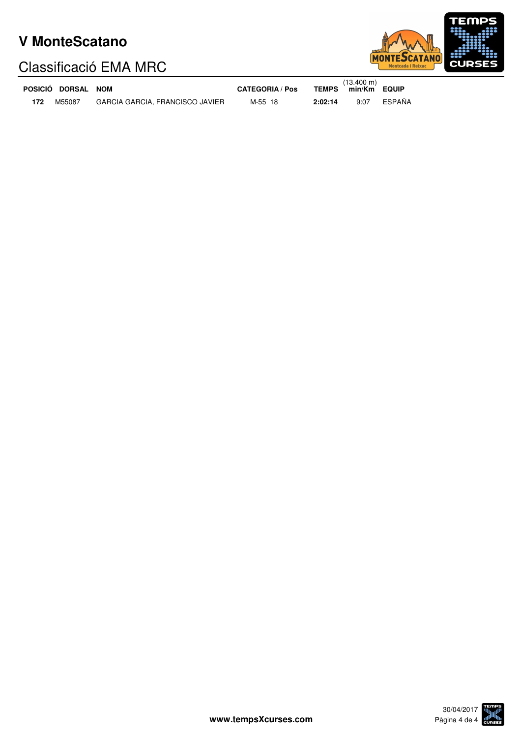# V MonteScatano

## Classificació EMA MRC

| POSICIÓ | DORSAL | NOM | CATEGORIA / Pos | TEMPS | (13.400 m) min/Km | EQUIP |
|---|---|---|---|---|---|---|
| **172** | M55087 | GARCIA GARCIA, FRANCISCO JAVIER | M-55 18 | **2:02:14** | 9:07 | ESPAÑA |

**www.tempsXcurses.com**

30/04/2017